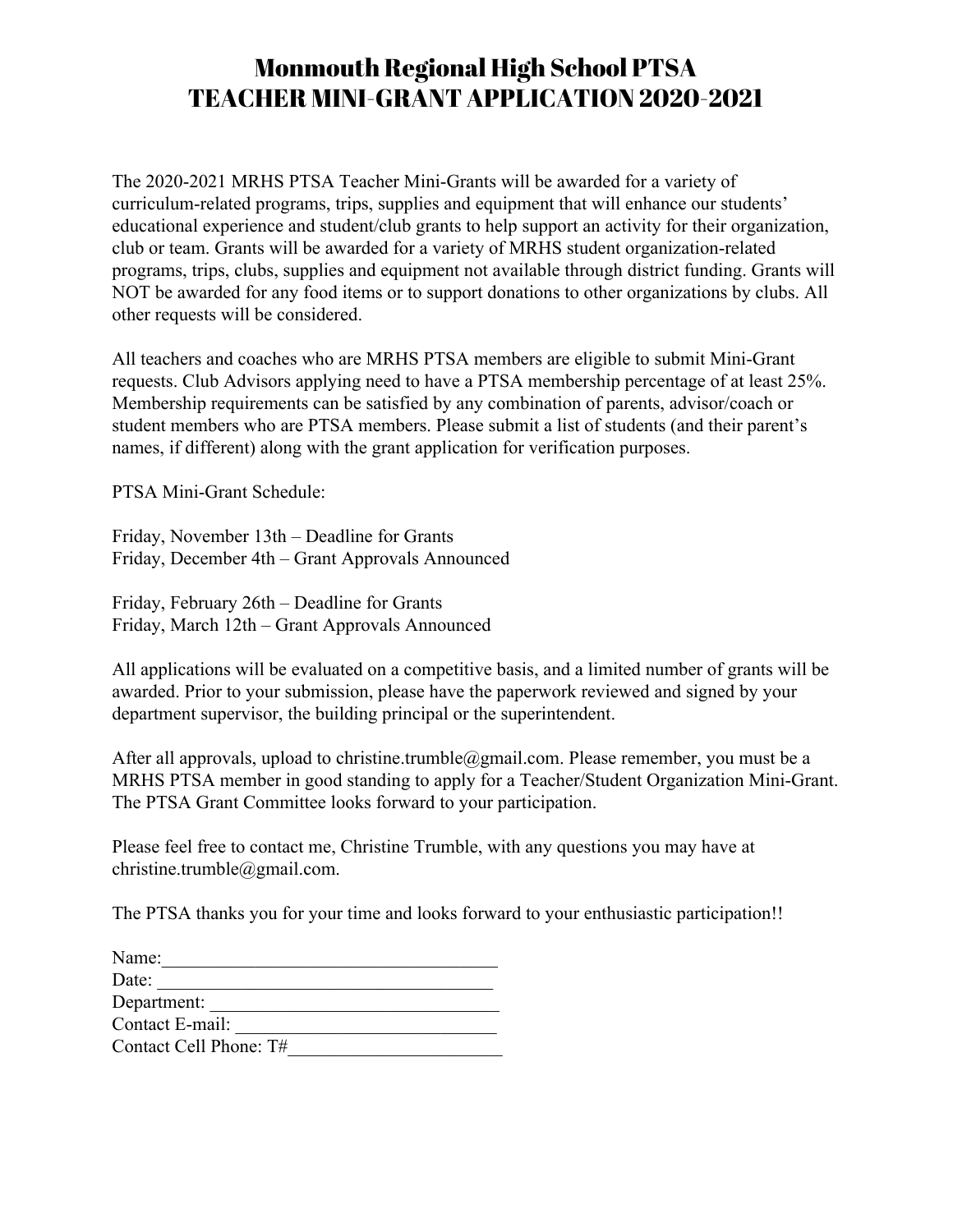# Monmouth Regional High School PTSA
# TEACHER MINI-GRANT APPLICATION 2020-2021

The 2020-2021 MRHS PTSA Teacher Mini-Grants will be awarded for a variety of curriculum-related programs, trips, supplies and equipment that will enhance our students' educational experience and student/club grants to help support an activity for their organization, club or team. Grants will be awarded for a variety of MRHS student organization-related programs, trips, clubs, supplies and equipment not available through district funding. Grants will NOT be awarded for any food items or to support donations to other organizations by clubs. All other requests will be considered.

All teachers and coaches who are MRHS PTSA members are eligible to submit Mini-Grant requests. Club Advisors applying need to have a PTSA membership percentage of at least 25%. Membership requirements can be satisfied by any combination of parents, advisor/coach or student members who are PTSA members. Please submit a list of students (and their parent's names, if different) along with the grant application for verification purposes.

PTSA Mini-Grant Schedule:

Friday, November 13th – Deadline for Grants
Friday, December 4th – Grant Approvals Announced

Friday, February 26th – Deadline for Grants
Friday, March 12th – Grant Approvals Announced

All applications will be evaluated on a competitive basis, and a limited number of grants will be awarded. Prior to your submission, please have the paperwork reviewed and signed by your department supervisor, the building principal or the superintendent.

After all approvals, upload to christine.trumble@gmail.com. Please remember, you must be a MRHS PTSA member in good standing to apply for a Teacher/Student Organization Mini-Grant. The PTSA Grant Committee looks forward to your participation.

Please feel free to contact me, Christine Trumble, with any questions you may have at christine.trumble@gmail.com.

The PTSA thanks you for your time and looks forward to your enthusiastic participation!!

Name:_____________________________________
Date: _____________________________________
Department: ________________________________
Contact E-mail: ____________________________
Contact Cell Phone: T#_______________________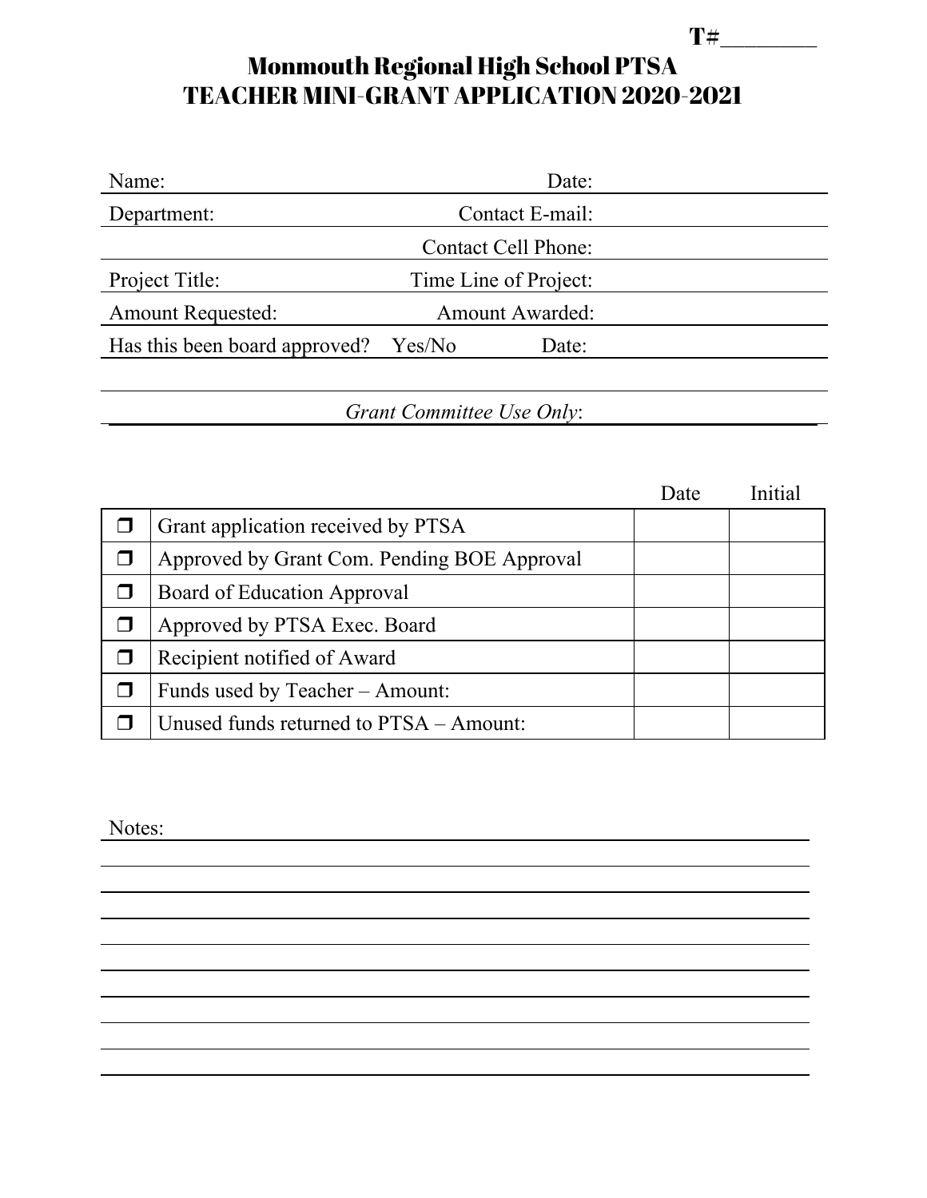T#________

# Monmouth Regional High School PTSA
# TEACHER MINI-GRANT APPLICATION 2020-2021

Name: Date:

Department: Contact E-mail:

Contact Cell Phone:

Project Title: Time Line of Project:

Amount Requested: Amount Awarded:

Has this been board approved? Yes/No Date:

*Grant Committee Use Only*:

| | | Date | Initial |
|---|---|---|---|
| ❒ | Grant application received by PTSA | | |
| ❒ | Approved by Grant Com. Pending BOE Approval | | |
| ❒ | Board of Education Approval | | |
| ❒ | Approved by PTSA Exec. Board | | |
| ❒ | Recipient notified of Award | | |
| ❒ | Funds used by Teacher – Amount: | | |
| ❒ | Unused funds returned to PTSA – Amount: | | |

Notes: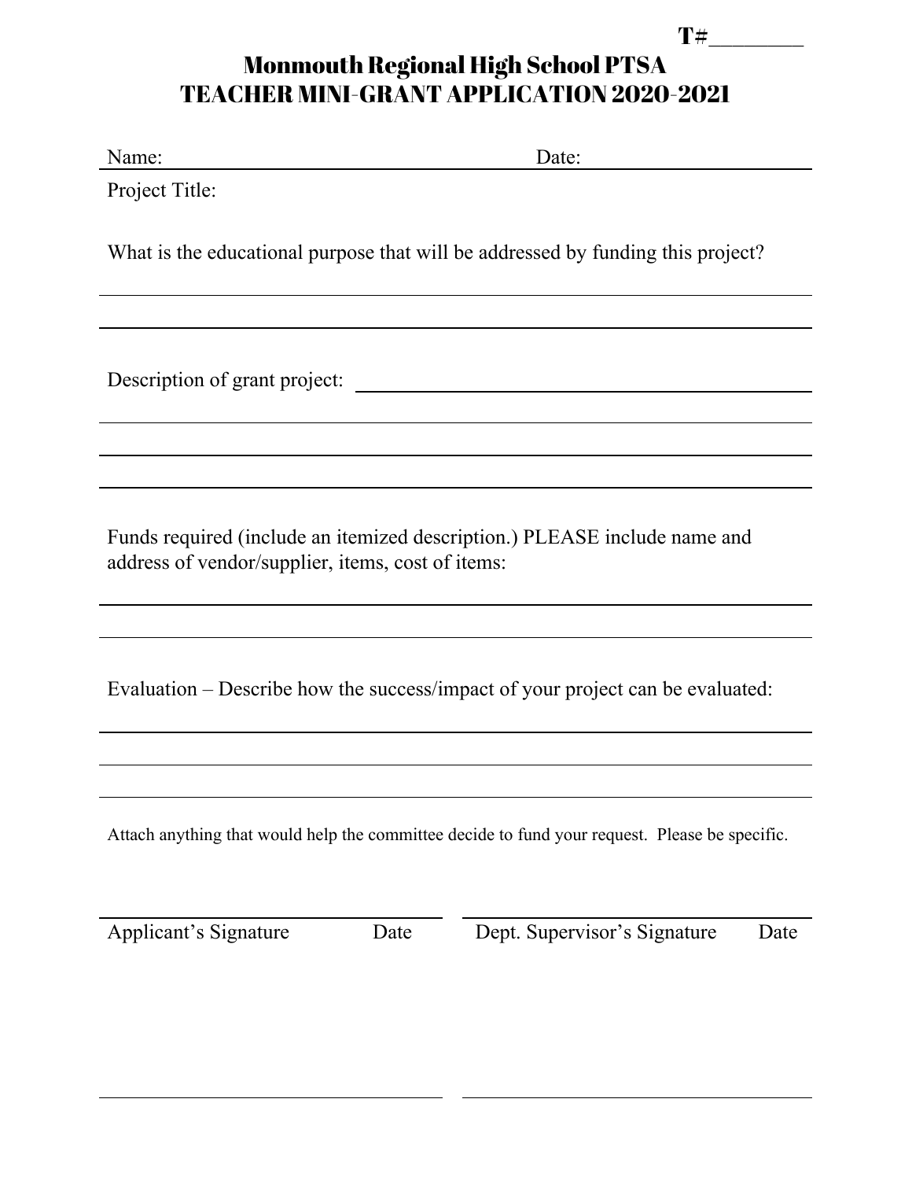T#________

# Monmouth Regional High School PTSA
# TEACHER MINI-GRANT APPLICATION 2020-2021

Name: ______________________________ Date: ____________________

Project Title:

What is the educational purpose that will be addressed by funding this project?

______________________________________________________________________

______________________________________________________________________

Description of grant project: ____________________________________________

______________________________________________________________________

______________________________________________________________________

______________________________________________________________________

Funds required (include an itemized description.) PLEASE include name and address of vendor/supplier, items, cost of items:

______________________________________________________________________

______________________________________________________________________

Evaluation – Describe how the success/impact of your project can be evaluated:

______________________________________________________________________

______________________________________________________________________

______________________________________________________________________

Attach anything that would help the committee decide to fund your request. Please be specific.

______________________________ ______________________________

Applicant's Signature Date Dept. Supervisor's Signature Date

______________________________ ______________________________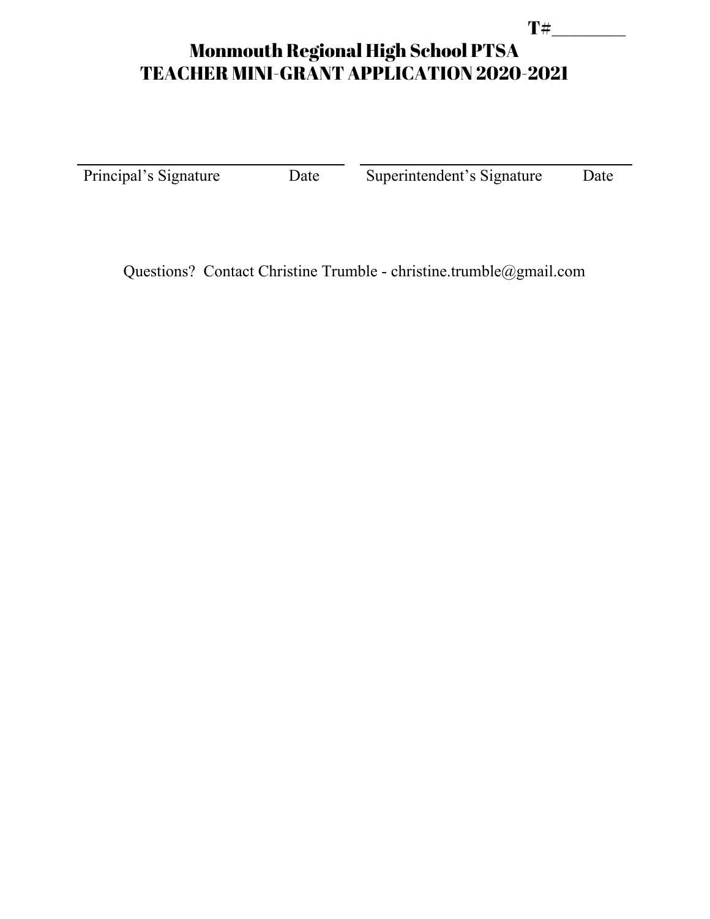T#________

# Monmouth Regional High School PTSA
# TEACHER MINI-GRANT APPLICATION 2020-2021

______________________________ ______________________________

Principal's Signature Date Superintendent's Signature Date

Questions? Contact Christine Trumble - christine.trumble@gmail.com